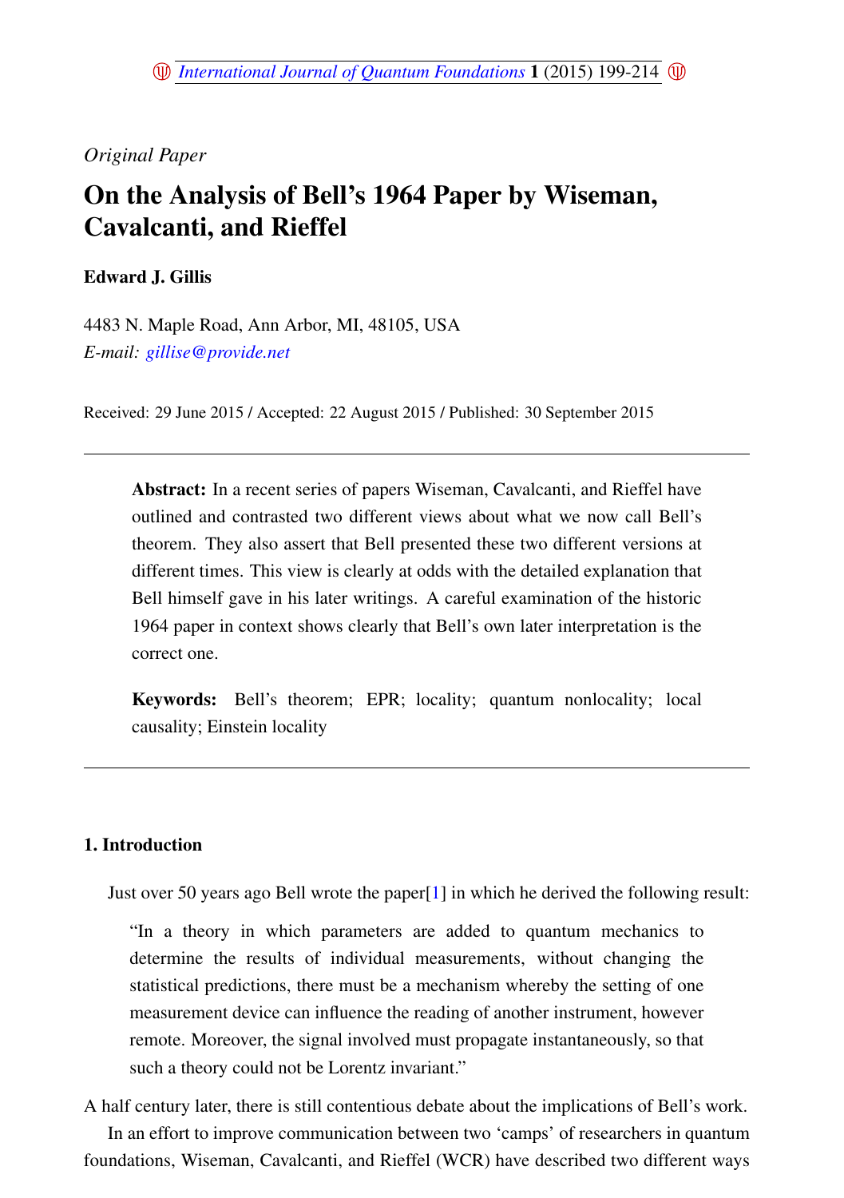*Original Paper*

# On the Analysis of Bell's 1964 Paper by Wiseman, Cavalcanti, and Rieffel

**Edward J. Gillis**

4483 N. Maple Road, Ann Arbor, MI, 48105, USA
*E-mail: gillise@provide.net*

Received: 29 June 2015 / Accepted: 22 August 2015 / Published: 30 September 2015

---

**Abstract:** In a recent series of papers Wiseman, Cavalcanti, and Rieffel have outlined and contrasted two different views about what we now call Bell's theorem. They also assert that Bell presented these two different versions at different times. This view is clearly at odds with the detailed explanation that Bell himself gave in his later writings. A careful examination of the historic 1964 paper in context shows clearly that Bell's own later interpretation is the correct one.

**Keywords:** Bell's theorem; EPR; locality; quantum nonlocality; local causality; Einstein locality

---

## 1. Introduction

Just over 50 years ago Bell wrote the paper[1] in which he derived the following result:

> "In a theory in which parameters are added to quantum mechanics to determine the results of individual measurements, without changing the statistical predictions, there must be a mechanism whereby the setting of one measurement device can influence the reading of another instrument, however remote. Moreover, the signal involved must propagate instantaneously, so that such a theory could not be Lorentz invariant."

A half century later, there is still contentious debate about the implications of Bell's work.

In an effort to improve communication between two 'camps' of researchers in quantum foundations, Wiseman, Cavalcanti, and Rieffel (WCR) have described two different ways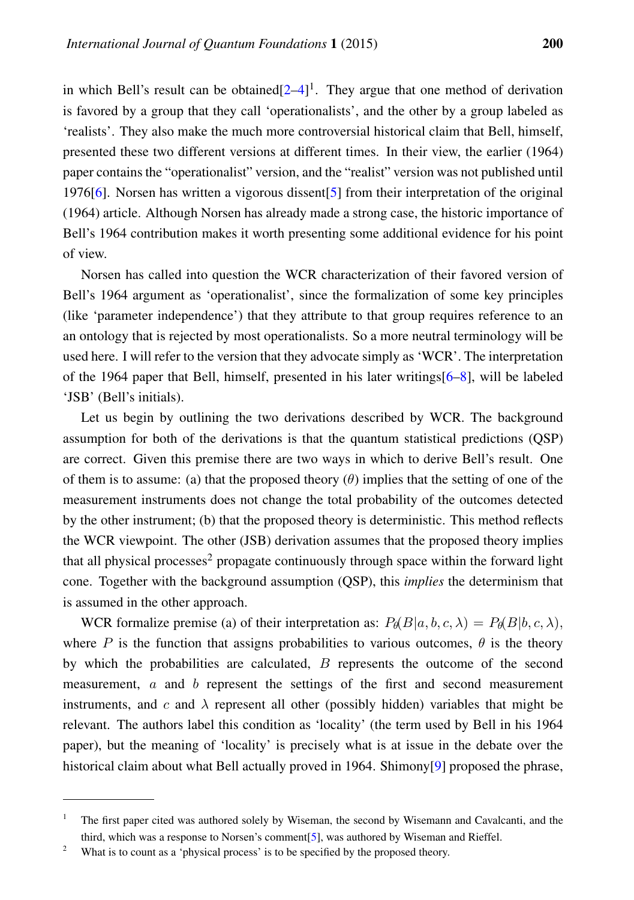in which Bell's result can be obtained[2–4][1]. They argue that one method of derivation is favored by a group that they call 'operationalists', and the other by a group labeled as 'realists'. They also make the much more controversial historical claim that Bell, himself, presented these two different versions at different times. In their view, the earlier (1964) paper contains the "operationalist" version, and the "realist" version was not published until 1976[6]. Norsen has written a vigorous dissent[5] from their interpretation of the original (1964) article. Although Norsen has already made a strong case, the historic importance of Bell's 1964 contribution makes it worth presenting some additional evidence for his point of view.

Norsen has called into question the WCR characterization of their favored version of Bell's 1964 argument as 'operationalist', since the formalization of some key principles (like 'parameter independence') that they attribute to that group requires reference to an an ontology that is rejected by most operationalists. So a more neutral terminology will be used here. I will refer to the version that they advocate simply as 'WCR'. The interpretation of the 1964 paper that Bell, himself, presented in his later writings[6–8], will be labeled 'JSB' (Bell's initials).

Let us begin by outlining the two derivations described by WCR. The background assumption for both of the derivations is that the quantum statistical predictions (QSP) are correct. Given this premise there are two ways in which to derive Bell's result. One of them is to assume: (a) that the proposed theory ($\theta$) implies that the setting of one of the measurement instruments does not change the total probability of the outcomes detected by the other instrument; (b) that the proposed theory is deterministic. This method reflects the WCR viewpoint. The other (JSB) derivation assumes that the proposed theory implies that all physical processes[2] propagate continuously through space within the forward light cone. Together with the background assumption (QSP), this *implies* the determinism that is assumed in the other approach.

WCR formalize premise (a) of their interpretation as: $P_\theta(B|a,b,c,\lambda) = P_\theta(B|b,c,\lambda)$, where $P$ is the function that assigns probabilities to various outcomes, $\theta$ is the theory by which the probabilities are calculated, $B$ represents the outcome of the second measurement, $a$ and $b$ represent the settings of the first and second measurement instruments, and $c$ and $\lambda$ represent all other (possibly hidden) variables that might be relevant. The authors label this condition as 'locality' (the term used by Bell in his 1964 paper), but the meaning of 'locality' is precisely what is at issue in the debate over the historical claim about what Bell actually proved in 1964. Shimony[9] proposed the phrase,

---

[1] The first paper cited was authored solely by Wiseman, the second by Wisemann and Cavalcanti, and the third, which was a response to Norsen's comment[5], was authored by Wiseman and Rieffel.

[2] What is to count as a 'physical process' is to be specified by the proposed theory.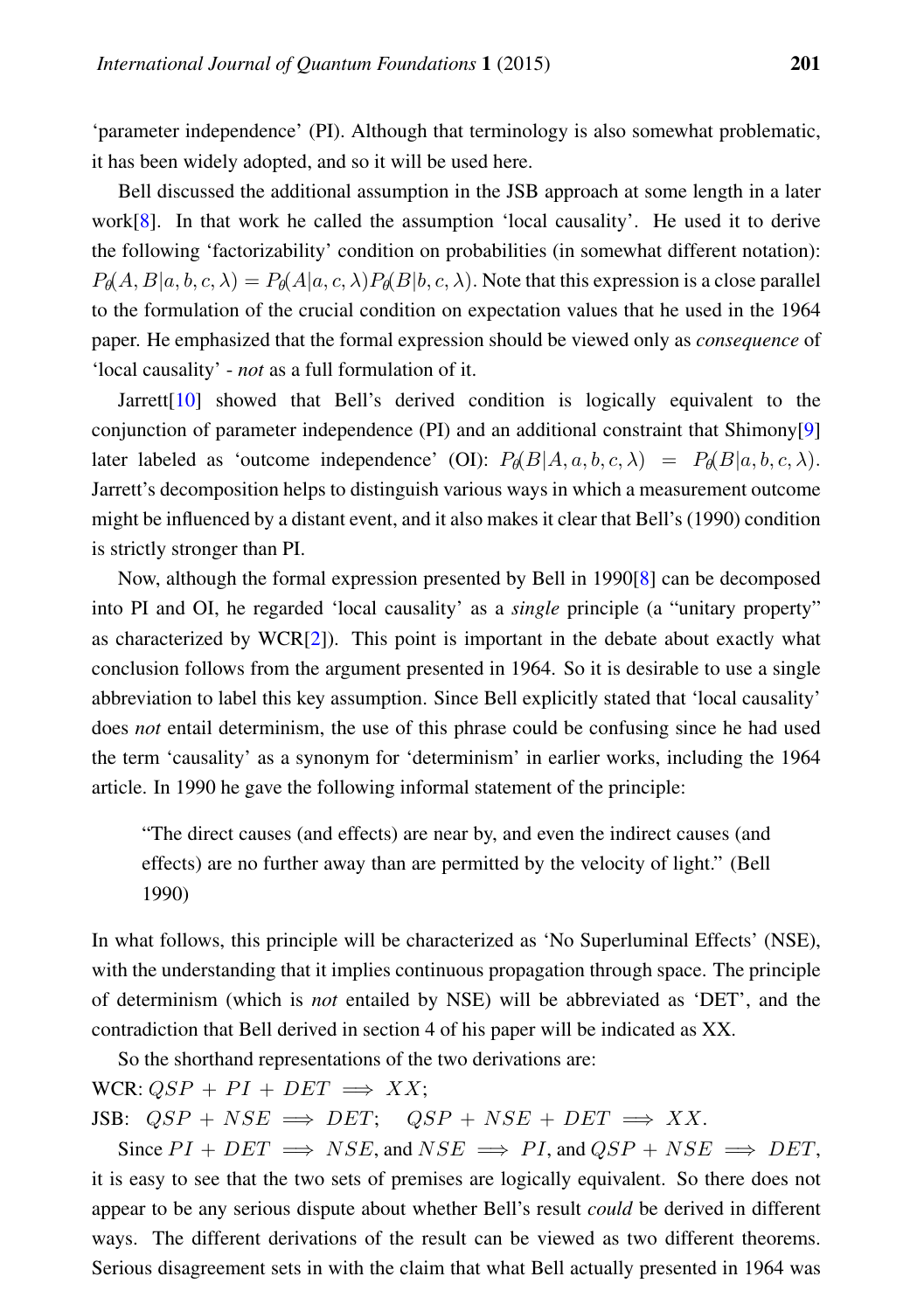'parameter independence' (PI). Although that terminology is also somewhat problematic, it has been widely adopted, and so it will be used here.

Bell discussed the additional assumption in the JSB approach at some length in a later work[8]. In that work he called the assumption 'local causality'. He used it to derive the following 'factorizability' condition on probabilities (in somewhat different notation): $P_\theta(A, B|a, b, c, \lambda) = P_\theta(A|a, c, \lambda)P_\theta(B|b, c, \lambda)$. Note that this expression is a close parallel to the formulation of the crucial condition on expectation values that he used in the 1964 paper. He emphasized that the formal expression should be viewed only as *consequence* of 'local causality' - *not* as a full formulation of it.

Jarrett[10] showed that Bell's derived condition is logically equivalent to the conjunction of parameter independence (PI) and an additional constraint that Shimony[9] later labeled as 'outcome independence' (OI): $P_\theta(B|A, a, b, c, \lambda) = P_\theta(B|a, b, c, \lambda)$. Jarrett's decomposition helps to distinguish various ways in which a measurement outcome might be influenced by a distant event, and it also makes it clear that Bell's (1990) condition is strictly stronger than PI.

Now, although the formal expression presented by Bell in 1990[8] can be decomposed into PI and OI, he regarded 'local causality' as a *single* principle (a "unitary property" as characterized by WCR[2]). This point is important in the debate about exactly what conclusion follows from the argument presented in 1964. So it is desirable to use a single abbreviation to label this key assumption. Since Bell explicitly stated that 'local causality' does *not* entail determinism, the use of this phrase could be confusing since he had used the term 'causality' as a synonym for 'determinism' in earlier works, including the 1964 article. In 1990 he gave the following informal statement of the principle:

> "The direct causes (and effects) are near by, and even the indirect causes (and effects) are no further away than are permitted by the velocity of light." (Bell 1990)

In what follows, this principle will be characterized as 'No Superluminal Effects' (NSE), with the understanding that it implies continuous propagation through space. The principle of determinism (which is *not* entailed by NSE) will be abbreviated as 'DET', and the contradiction that Bell derived in section 4 of his paper will be indicated as XX.

So the shorthand representations of the two derivations are:

WCR: $QSP + PI + DET \implies XX$;

JSB: $QSP + NSE \implies DET$; $\quad QSP + NSE + DET \implies XX$.

Since $PI + DET \implies NSE$, and $NSE \implies PI$, and $QSP + NSE \implies DET$, it is easy to see that the two sets of premises are logically equivalent. So there does not appear to be any serious dispute about whether Bell's result *could* be derived in different ways. The different derivations of the result can be viewed as two different theorems. Serious disagreement sets in with the claim that what Bell actually presented in 1964 was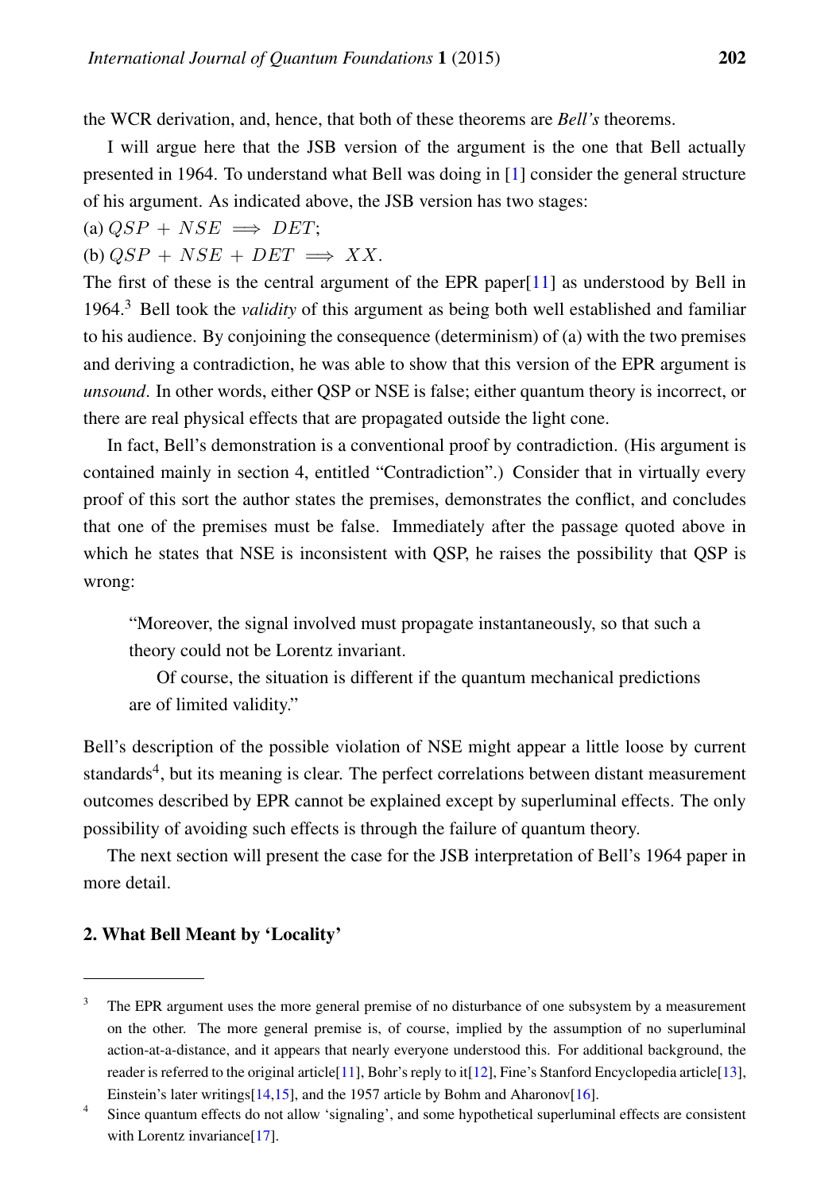the WCR derivation, and, hence, that both of these theorems are *Bell's* theorems.

I will argue here that the JSB version of the argument is the one that Bell actually presented in 1964. To understand what Bell was doing in [1] consider the general structure of his argument. As indicated above, the JSB version has two stages:

(a) $QSP + NSE \implies DET$;

(b) $QSP + NSE + DET \implies XX$.

The first of these is the central argument of the EPR paper[11] as understood by Bell in 1964.[3] Bell took the *validity* of this argument as being both well established and familiar to his audience. By conjoining the consequence (determinism) of (a) with the two premises and deriving a contradiction, he was able to show that this version of the EPR argument is *unsound*. In other words, either QSP or NSE is false; either quantum theory is incorrect, or there are real physical effects that are propagated outside the light cone.

In fact, Bell's demonstration is a conventional proof by contradiction. (His argument is contained mainly in section 4, entitled "Contradiction".) Consider that in virtually every proof of this sort the author states the premises, demonstrates the conflict, and concludes that one of the premises must be false. Immediately after the passage quoted above in which he states that NSE is inconsistent with QSP, he raises the possibility that QSP is wrong:

> "Moreover, the signal involved must propagate instantaneously, so that such a theory could not be Lorentz invariant.
>
> Of course, the situation is different if the quantum mechanical predictions are of limited validity."

Bell's description of the possible violation of NSE might appear a little loose by current standards[4], but its meaning is clear. The perfect correlations between distant measurement outcomes described by EPR cannot be explained except by superluminal effects. The only possibility of avoiding such effects is through the failure of quantum theory.

The next section will present the case for the JSB interpretation of Bell's 1964 paper in more detail.

## 2. What Bell Meant by 'Locality'

---

[3] The EPR argument uses the more general premise of no disturbance of one subsystem by a measurement on the other. The more general premise is, of course, implied by the assumption of no superluminal action-at-a-distance, and it appears that nearly everyone understood this. For additional background, the reader is referred to the original article[11], Bohr's reply to it[12], Fine's Stanford Encyclopedia article[13], Einstein's later writings[14,15], and the 1957 article by Bohm and Aharonov[16].

[4] Since quantum effects do not allow 'signaling', and some hypothetical superluminal effects are consistent with Lorentz invariance[17].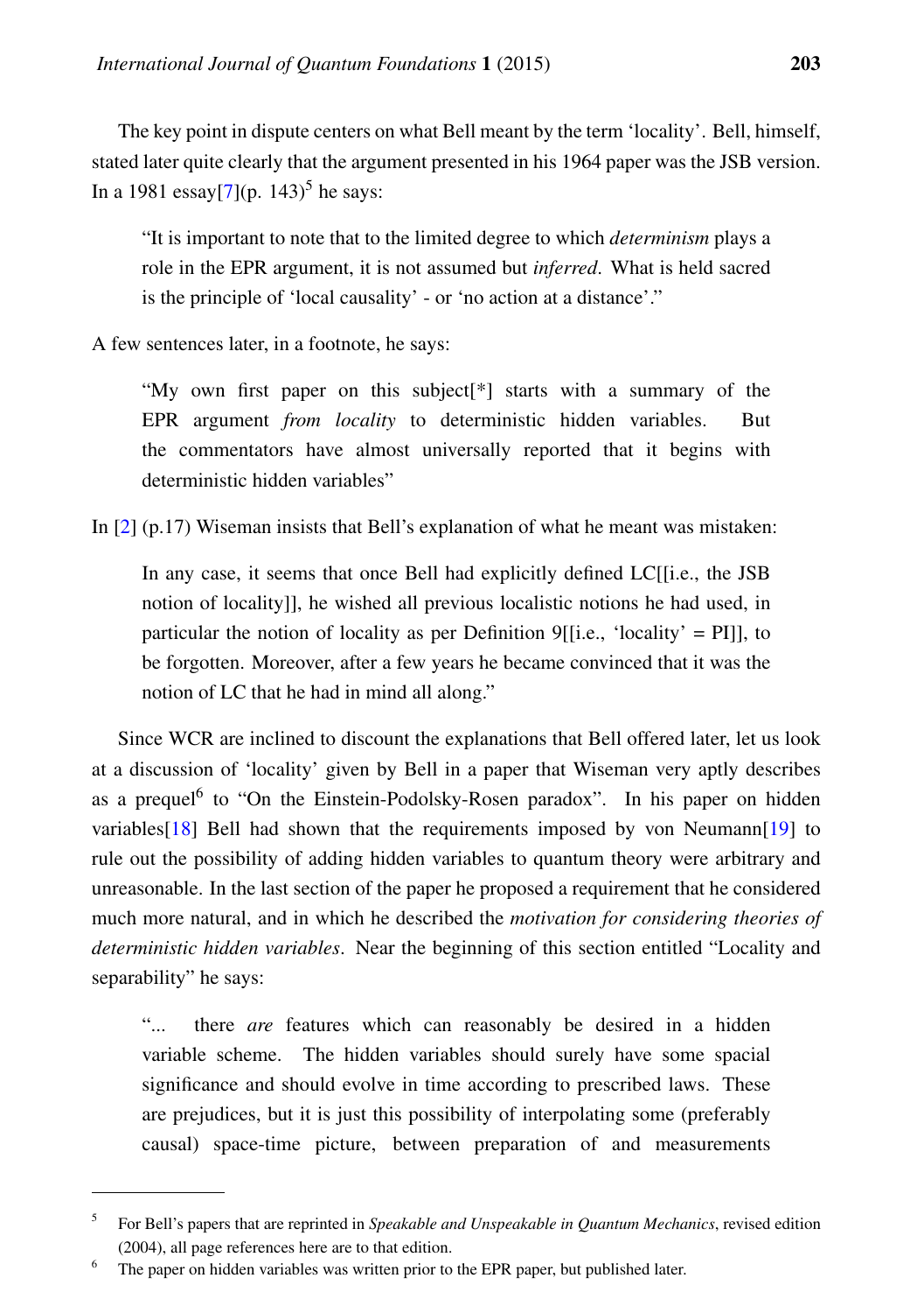The key point in dispute centers on what Bell meant by the term 'locality'. Bell, himself, stated later quite clearly that the argument presented in his 1964 paper was the JSB version. In a 1981 essay[7](p. 143)[5] he says:

> "It is important to note that to the limited degree to which *determinism* plays a role in the EPR argument, it is not assumed but *inferred*. What is held sacred is the principle of 'local causality' - or 'no action at a distance'."

A few sentences later, in a footnote, he says:

> "My own first paper on this subject[*] starts with a summary of the EPR argument *from locality* to deterministic hidden variables. But the commentators have almost universally reported that it begins with deterministic hidden variables"

In [2] (p.17) Wiseman insists that Bell's explanation of what he meant was mistaken:

> In any case, it seems that once Bell had explicitly defined LC[[i.e., the JSB notion of locality]], he wished all previous localistic notions he had used, in particular the notion of locality as per Definition 9[[i.e., 'locality' = PI]], to be forgotten. Moreover, after a few years he became convinced that it was the notion of LC that he had in mind all along."

Since WCR are inclined to discount the explanations that Bell offered later, let us look at a discussion of 'locality' given by Bell in a paper that Wiseman very aptly describes as a prequel[6] to "On the Einstein-Podolsky-Rosen paradox". In his paper on hidden variables[18] Bell had shown that the requirements imposed by von Neumann[19] to rule out the possibility of adding hidden variables to quantum theory were arbitrary and unreasonable. In the last section of the paper he proposed a requirement that he considered much more natural, and in which he described the *motivation for considering theories of deterministic hidden variables*. Near the beginning of this section entitled "Locality and separability" he says:

> "... there *are* features which can reasonably be desired in a hidden variable scheme. The hidden variables should surely have some spacial significance and should evolve in time according to prescribed laws. These are prejudices, but it is just this possibility of interpolating some (preferably causal) space-time picture, between preparation of and measurements

---

[5] For Bell's papers that are reprinted in *Speakable and Unspeakable in Quantum Mechanics*, revised edition (2004), all page references here are to that edition.

[6] The paper on hidden variables was written prior to the EPR paper, but published later.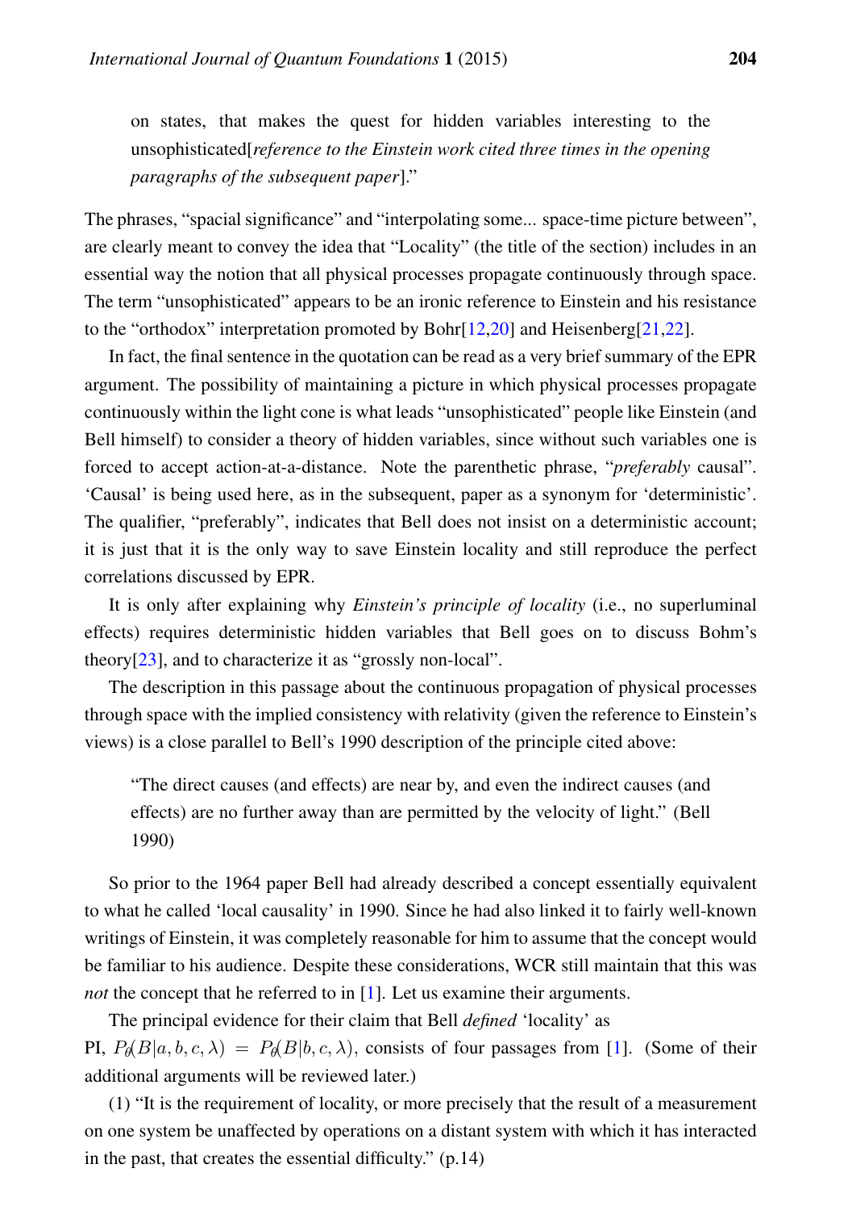> on states, that makes the quest for hidden variables interesting to the unsophisticated[*reference to the Einstein work cited three times in the opening paragraphs of the subsequent paper*]."

The phrases, "spacial significance" and "interpolating some... space-time picture between", are clearly meant to convey the idea that "Locality" (the title of the section) includes in an essential way the notion that all physical processes propagate continuously through space. The term "unsophisticated" appears to be an ironic reference to Einstein and his resistance to the "orthodox" interpretation promoted by Bohr[12,20] and Heisenberg[21,22].

In fact, the final sentence in the quotation can be read as a very brief summary of the EPR argument. The possibility of maintaining a picture in which physical processes propagate continuously within the light cone is what leads "unsophisticated" people like Einstein (and Bell himself) to consider a theory of hidden variables, since without such variables one is forced to accept action-at-a-distance. Note the parenthetic phrase, "*preferably* causal". 'Causal' is being used here, as in the subsequent, paper as a synonym for 'deterministic'. The qualifier, "preferably", indicates that Bell does not insist on a deterministic account; it is just that it is the only way to save Einstein locality and still reproduce the perfect correlations discussed by EPR.

It is only after explaining why *Einstein's principle of locality* (i.e., no superluminal effects) requires deterministic hidden variables that Bell goes on to discuss Bohm's theory[23], and to characterize it as "grossly non-local".

The description in this passage about the continuous propagation of physical processes through space with the implied consistency with relativity (given the reference to Einstein's views) is a close parallel to Bell's 1990 description of the principle cited above:

> "The direct causes (and effects) are near by, and even the indirect causes (and effects) are no further away than are permitted by the velocity of light." (Bell 1990)

So prior to the 1964 paper Bell had already described a concept essentially equivalent to what he called 'local causality' in 1990. Since he had also linked it to fairly well-known writings of Einstein, it was completely reasonable for him to assume that the concept would be familiar to his audience. Despite these considerations, WCR still maintain that this was *not* the concept that he referred to in [1]. Let us examine their arguments.

The principal evidence for their claim that Bell *defined* 'locality' as PI, $P_\theta(B|a,b,c,\lambda) = P_\theta(B|b,c,\lambda)$, consists of four passages from [1]. (Some of their additional arguments will be reviewed later.)

(1) "It is the requirement of locality, or more precisely that the result of a measurement on one system be unaffected by operations on a distant system with which it has interacted in the past, that creates the essential difficulty." (p.14)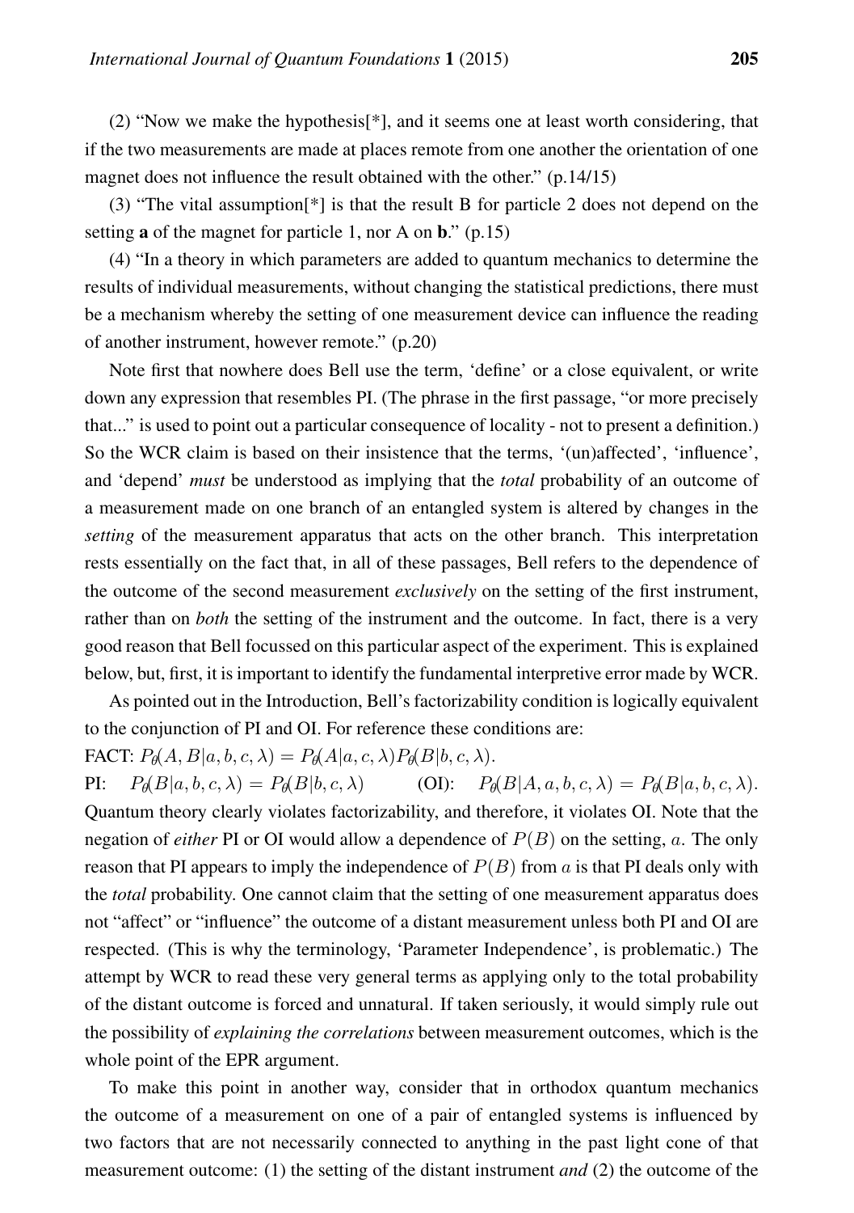(2) "Now we make the hypothesis[*], and it seems one at least worth considering, that if the two measurements are made at places remote from one another the orientation of one magnet does not influence the result obtained with the other." (p.14/15)

(3) "The vital assumption[*] is that the result B for particle 2 does not depend on the setting **a** of the magnet for particle 1, nor A on **b**." (p.15)

(4) "In a theory in which parameters are added to quantum mechanics to determine the results of individual measurements, without changing the statistical predictions, there must be a mechanism whereby the setting of one measurement device can influence the reading of another instrument, however remote." (p.20)

Note first that nowhere does Bell use the term, 'define' or a close equivalent, or write down any expression that resembles PI. (The phrase in the first passage, "or more precisely that..." is used to point out a particular consequence of locality - not to present a definition.) So the WCR claim is based on their insistence that the terms, '(un)affected', 'influence', and 'depend' *must* be understood as implying that the *total* probability of an outcome of a measurement made on one branch of an entangled system is altered by changes in the *setting* of the measurement apparatus that acts on the other branch. This interpretation rests essentially on the fact that, in all of these passages, Bell refers to the dependence of the outcome of the second measurement *exclusively* on the setting of the first instrument, rather than on *both* the setting of the instrument and the outcome. In fact, there is a very good reason that Bell focussed on this particular aspect of the experiment. This is explained below, but, first, it is important to identify the fundamental interpretive error made by WCR.

As pointed out in the Introduction, Bell's factorizability condition is logically equivalent to the conjunction of PI and OI. For reference these conditions are:

FACT: $P_\theta(A, B|a, b, c, \lambda) = P_\theta(A|a, c, \lambda)P_\theta(B|b, c, \lambda)$.

PI: $P_\theta(B|a, b, c, \lambda) = P_\theta(B|b, c, \lambda)$ (OI): $P_\theta(B|A, a, b, c, \lambda) = P_\theta(B|a, b, c, \lambda)$.

Quantum theory clearly violates factorizability, and therefore, it violates OI. Note that the negation of *either* PI or OI would allow a dependence of $P(B)$ on the setting, $a$. The only reason that PI appears to imply the independence of $P(B)$ from $a$ is that PI deals only with the *total* probability. One cannot claim that the setting of one measurement apparatus does not "affect" or "influence" the outcome of a distant measurement unless both PI and OI are respected. (This is why the terminology, 'Parameter Independence', is problematic.) The attempt by WCR to read these very general terms as applying only to the total probability of the distant outcome is forced and unnatural. If taken seriously, it would simply rule out the possibility of *explaining the correlations* between measurement outcomes, which is the whole point of the EPR argument.

To make this point in another way, consider that in orthodox quantum mechanics the outcome of a measurement on one of a pair of entangled systems is influenced by two factors that are not necessarily connected to anything in the past light cone of that measurement outcome: (1) the setting of the distant instrument *and* (2) the outcome of the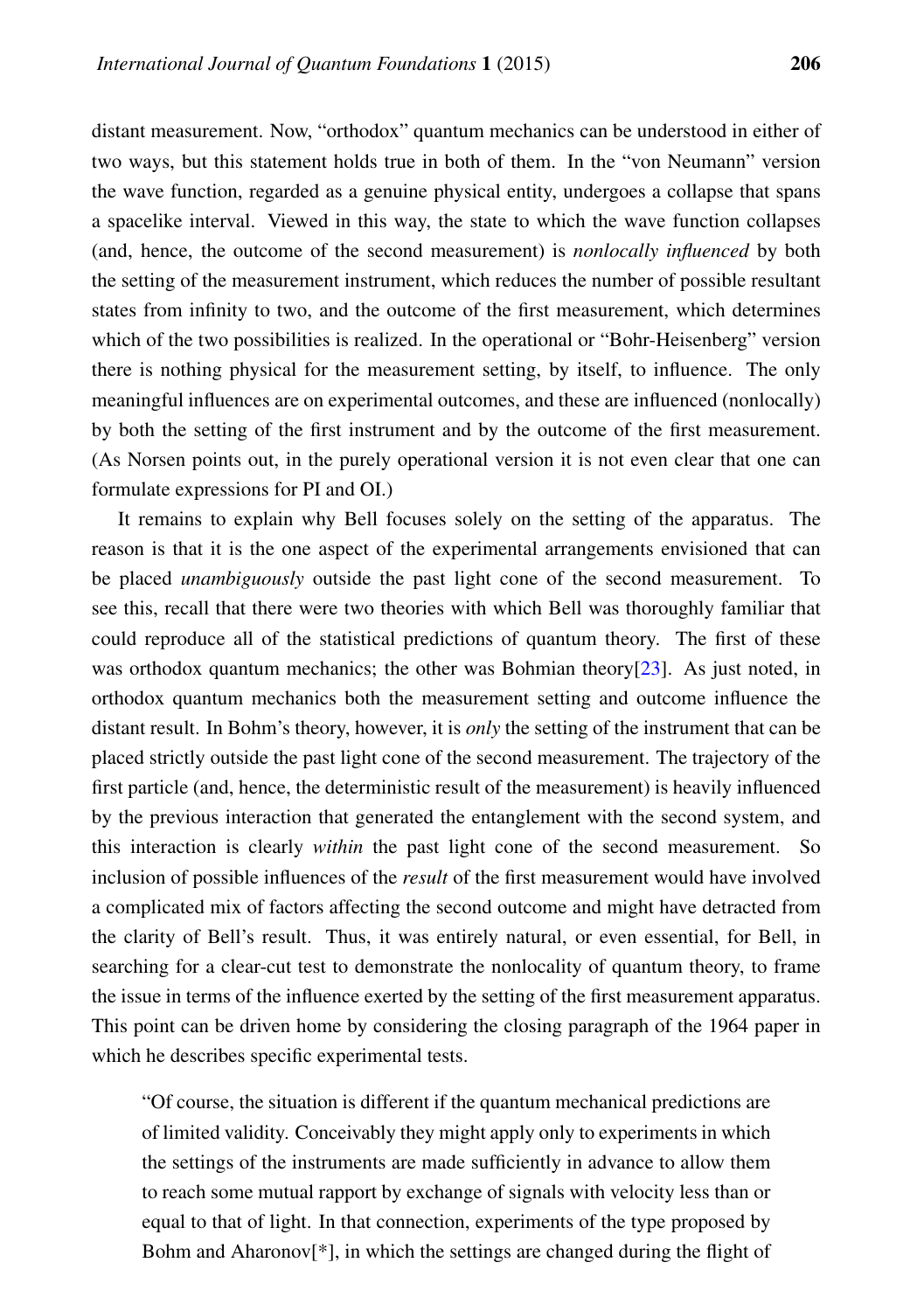distant measurement. Now, "orthodox" quantum mechanics can be understood in either of two ways, but this statement holds true in both of them. In the "von Neumann" version the wave function, regarded as a genuine physical entity, undergoes a collapse that spans a spacelike interval. Viewed in this way, the state to which the wave function collapses (and, hence, the outcome of the second measurement) is *nonlocally influenced* by both the setting of the measurement instrument, which reduces the number of possible resultant states from infinity to two, and the outcome of the first measurement, which determines which of the two possibilities is realized. In the operational or "Bohr-Heisenberg" version there is nothing physical for the measurement setting, by itself, to influence. The only meaningful influences are on experimental outcomes, and these are influenced (nonlocally) by both the setting of the first instrument and by the outcome of the first measurement. (As Norsen points out, in the purely operational version it is not even clear that one can formulate expressions for PI and OI.)

It remains to explain why Bell focuses solely on the setting of the apparatus. The reason is that it is the one aspect of the experimental arrangements envisioned that can be placed *unambiguously* outside the past light cone of the second measurement. To see this, recall that there were two theories with which Bell was thoroughly familiar that could reproduce all of the statistical predictions of quantum theory. The first of these was orthodox quantum mechanics; the other was Bohmian theory[23]. As just noted, in orthodox quantum mechanics both the measurement setting and outcome influence the distant result. In Bohm's theory, however, it is *only* the setting of the instrument that can be placed strictly outside the past light cone of the second measurement. The trajectory of the first particle (and, hence, the deterministic result of the measurement) is heavily influenced by the previous interaction that generated the entanglement with the second system, and this interaction is clearly *within* the past light cone of the second measurement. So inclusion of possible influences of the *result* of the first measurement would have involved a complicated mix of factors affecting the second outcome and might have detracted from the clarity of Bell's result. Thus, it was entirely natural, or even essential, for Bell, in searching for a clear-cut test to demonstrate the nonlocality of quantum theory, to frame the issue in terms of the influence exerted by the setting of the first measurement apparatus. This point can be driven home by considering the closing paragraph of the 1964 paper in which he describes specific experimental tests.

> "Of course, the situation is different if the quantum mechanical predictions are of limited validity. Conceivably they might apply only to experiments in which the settings of the instruments are made sufficiently in advance to allow them to reach some mutual rapport by exchange of signals with velocity less than or equal to that of light. In that connection, experiments of the type proposed by Bohm and Aharonov[*], in which the settings are changed during the flight of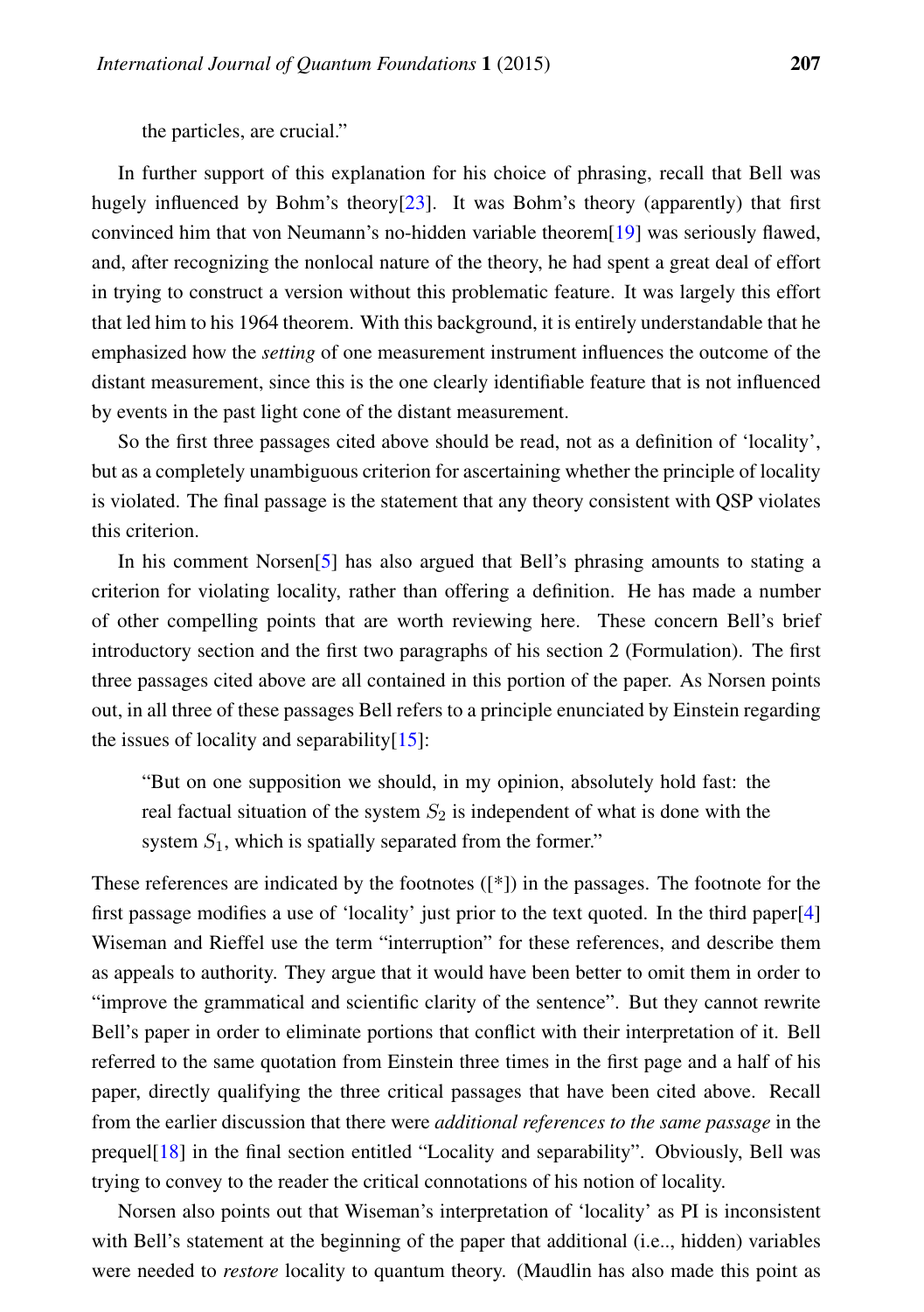the particles, are crucial."

In further support of this explanation for his choice of phrasing, recall that Bell was hugely influenced by Bohm's theory[23]. It was Bohm's theory (apparently) that first convinced him that von Neumann's no-hidden variable theorem[19] was seriously flawed, and, after recognizing the nonlocal nature of the theory, he had spent a great deal of effort in trying to construct a version without this problematic feature. It was largely this effort that led him to his 1964 theorem. With this background, it is entirely understandable that he emphasized how the *setting* of one measurement instrument influences the outcome of the distant measurement, since this is the one clearly identifiable feature that is not influenced by events in the past light cone of the distant measurement.

So the first three passages cited above should be read, not as a definition of 'locality', but as a completely unambiguous criterion for ascertaining whether the principle of locality is violated. The final passage is the statement that any theory consistent with QSP violates this criterion.

In his comment Norsen[5] has also argued that Bell's phrasing amounts to stating a criterion for violating locality, rather than offering a definition. He has made a number of other compelling points that are worth reviewing here. These concern Bell's brief introductory section and the first two paragraphs of his section 2 (Formulation). The first three passages cited above are all contained in this portion of the paper. As Norsen points out, in all three of these passages Bell refers to a principle enunciated by Einstein regarding the issues of locality and separability[15]:

> "But on one supposition we should, in my opinion, absolutely hold fast: the real factual situation of the system $S_2$ is independent of what is done with the system $S_1$, which is spatially separated from the former."

These references are indicated by the footnotes ([*]) in the passages. The footnote for the first passage modifies a use of 'locality' just prior to the text quoted. In the third paper[4] Wiseman and Rieffel use the term "interruption" for these references, and describe them as appeals to authority. They argue that it would have been better to omit them in order to "improve the grammatical and scientific clarity of the sentence". But they cannot rewrite Bell's paper in order to eliminate portions that conflict with their interpretation of it. Bell referred to the same quotation from Einstein three times in the first page and a half of his paper, directly qualifying the three critical passages that have been cited above. Recall from the earlier discussion that there were *additional references to the same passage* in the prequel[18] in the final section entitled "Locality and separability". Obviously, Bell was trying to convey to the reader the critical connotations of his notion of locality.

Norsen also points out that Wiseman's interpretation of 'locality' as PI is inconsistent with Bell's statement at the beginning of the paper that additional (i.e.., hidden) variables were needed to *restore* locality to quantum theory. (Maudlin has also made this point as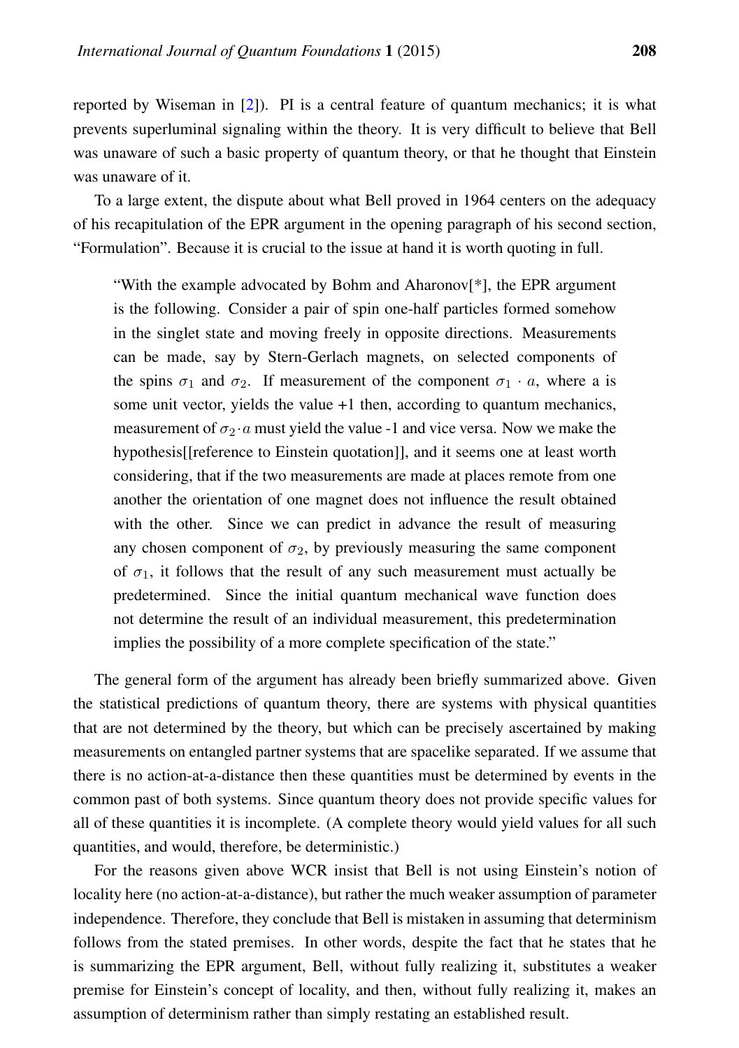reported by Wiseman in [2]). PI is a central feature of quantum mechanics; it is what prevents superluminal signaling within the theory. It is very difficult to believe that Bell was unaware of such a basic property of quantum theory, or that he thought that Einstein was unaware of it.

To a large extent, the dispute about what Bell proved in 1964 centers on the adequacy of his recapitulation of the EPR argument in the opening paragraph of his second section, "Formulation". Because it is crucial to the issue at hand it is worth quoting in full.

> "With the example advocated by Bohm and Aharonov[*], the EPR argument is the following. Consider a pair of spin one-half particles formed somehow in the singlet state and moving freely in opposite directions. Measurements can be made, say by Stern-Gerlach magnets, on selected components of the spins $\sigma_1$ and $\sigma_2$. If measurement of the component $\sigma_1 \cdot a$, where a is some unit vector, yields the value +1 then, according to quantum mechanics, measurement of $\sigma_2 \cdot a$ must yield the value -1 and vice versa. Now we make the hypothesis[[reference to Einstein quotation]], and it seems one at least worth considering, that if the two measurements are made at places remote from one another the orientation of one magnet does not influence the result obtained with the other. Since we can predict in advance the result of measuring any chosen component of $\sigma_2$, by previously measuring the same component of $\sigma_1$, it follows that the result of any such measurement must actually be predetermined. Since the initial quantum mechanical wave function does not determine the result of an individual measurement, this predetermination implies the possibility of a more complete specification of the state."

The general form of the argument has already been briefly summarized above. Given the statistical predictions of quantum theory, there are systems with physical quantities that are not determined by the theory, but which can be precisely ascertained by making measurements on entangled partner systems that are spacelike separated. If we assume that there is no action-at-a-distance then these quantities must be determined by events in the common past of both systems. Since quantum theory does not provide specific values for all of these quantities it is incomplete. (A complete theory would yield values for all such quantities, and would, therefore, be deterministic.)

For the reasons given above WCR insist that Bell is not using Einstein's notion of locality here (no action-at-a-distance), but rather the much weaker assumption of parameter independence. Therefore, they conclude that Bell is mistaken in assuming that determinism follows from the stated premises. In other words, despite the fact that he states that he is summarizing the EPR argument, Bell, without fully realizing it, substitutes a weaker premise for Einstein's concept of locality, and then, without fully realizing it, makes an assumption of determinism rather than simply restating an established result.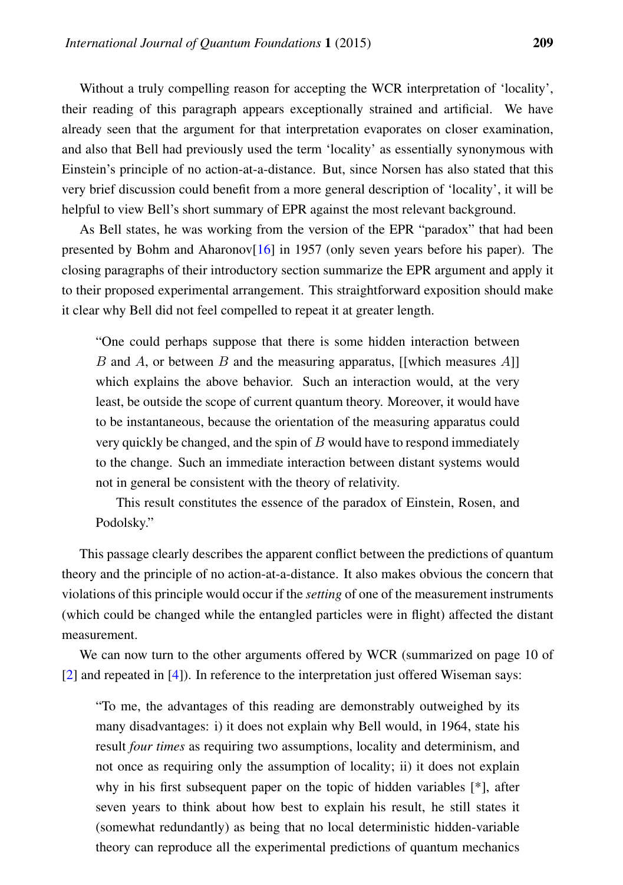Without a truly compelling reason for accepting the WCR interpretation of 'locality', their reading of this paragraph appears exceptionally strained and artificial. We have already seen that the argument for that interpretation evaporates on closer examination, and also that Bell had previously used the term 'locality' as essentially synonymous with Einstein's principle of no action-at-a-distance. But, since Norsen has also stated that this very brief discussion could benefit from a more general description of 'locality', it will be helpful to view Bell's short summary of EPR against the most relevant background.

As Bell states, he was working from the version of the EPR "paradox" that had been presented by Bohm and Aharonov[16] in 1957 (only seven years before his paper). The closing paragraphs of their introductory section summarize the EPR argument and apply it to their proposed experimental arrangement. This straightforward exposition should make it clear why Bell did not feel compelled to repeat it at greater length.

> "One could perhaps suppose that there is some hidden interaction between $B$ and $A$, or between $B$ and the measuring apparatus, [[which measures $A$]] which explains the above behavior. Such an interaction would, at the very least, be outside the scope of current quantum theory. Moreover, it would have to be instantaneous, because the orientation of the measuring apparatus could very quickly be changed, and the spin of $B$ would have to respond immediately to the change. Such an immediate interaction between distant systems would not in general be consistent with the theory of relativity.
>
> This result constitutes the essence of the paradox of Einstein, Rosen, and Podolsky."

This passage clearly describes the apparent conflict between the predictions of quantum theory and the principle of no action-at-a-distance. It also makes obvious the concern that violations of this principle would occur if the *setting* of one of the measurement instruments (which could be changed while the entangled particles were in flight) affected the distant measurement.

We can now turn to the other arguments offered by WCR (summarized on page 10 of [2] and repeated in [4]). In reference to the interpretation just offered Wiseman says:

> "To me, the advantages of this reading are demonstrably outweighed by its many disadvantages: i) it does not explain why Bell would, in 1964, state his result *four times* as requiring two assumptions, locality and determinism, and not once as requiring only the assumption of locality; ii) it does not explain why in his first subsequent paper on the topic of hidden variables [*], after seven years to think about how best to explain his result, he still states it (somewhat redundantly) as being that no local deterministic hidden-variable theory can reproduce all the experimental predictions of quantum mechanics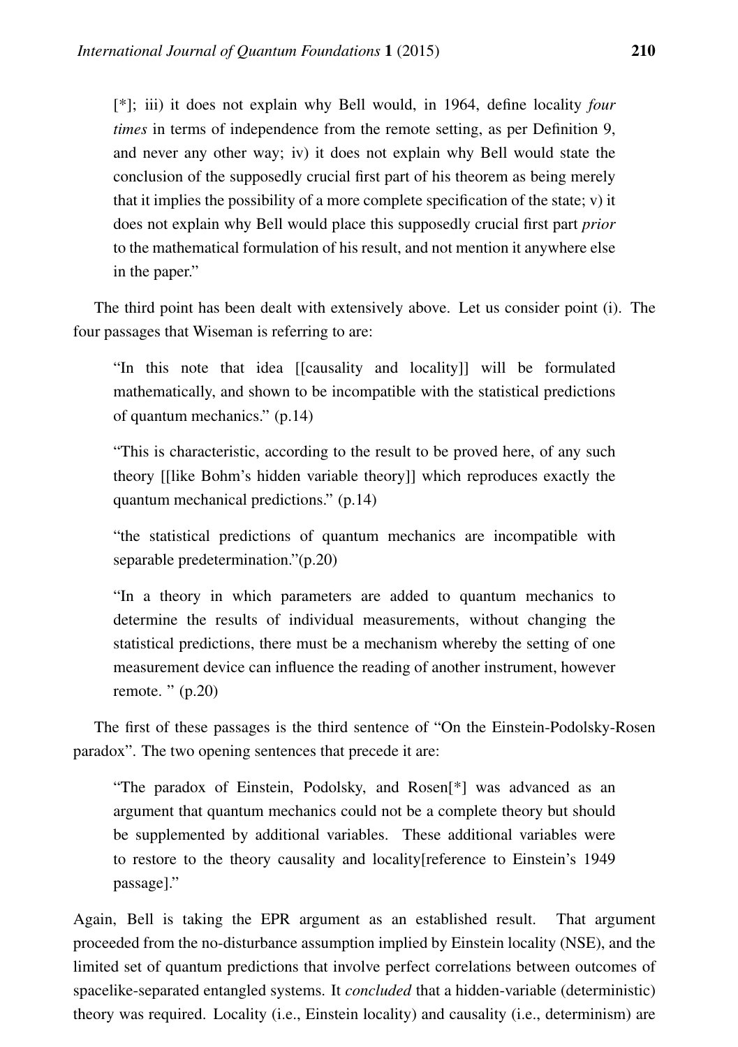> [*]; iii) it does not explain why Bell would, in 1964, define locality *four times* in terms of independence from the remote setting, as per Definition 9, and never any other way; iv) it does not explain why Bell would state the conclusion of the supposedly crucial first part of his theorem as being merely that it implies the possibility of a more complete specification of the state; v) it does not explain why Bell would place this supposedly crucial first part *prior* to the mathematical formulation of his result, and not mention it anywhere else in the paper."

The third point has been dealt with extensively above. Let us consider point (i). The four passages that Wiseman is referring to are:

> "In this note that idea [[causality and locality]] will be formulated mathematically, and shown to be incompatible with the statistical predictions of quantum mechanics." (p.14)

> "This is characteristic, according to the result to be proved here, of any such theory [[like Bohm's hidden variable theory]] which reproduces exactly the quantum mechanical predictions." (p.14)

> "the statistical predictions of quantum mechanics are incompatible with separable predetermination."(p.20)

> "In a theory in which parameters are added to quantum mechanics to determine the results of individual measurements, without changing the statistical predictions, there must be a mechanism whereby the setting of one measurement device can influence the reading of another instrument, however remote. " (p.20)

The first of these passages is the third sentence of "On the Einstein-Podolsky-Rosen paradox". The two opening sentences that precede it are:

> "The paradox of Einstein, Podolsky, and Rosen[*] was advanced as an argument that quantum mechanics could not be a complete theory but should be supplemented by additional variables. These additional variables were to restore to the theory causality and locality[reference to Einstein's 1949 passage]."

Again, Bell is taking the EPR argument as an established result. That argument proceeded from the no-disturbance assumption implied by Einstein locality (NSE), and the limited set of quantum predictions that involve perfect correlations between outcomes of spacelike-separated entangled systems. It *concluded* that a hidden-variable (deterministic) theory was required. Locality (i.e., Einstein locality) and causality (i.e., determinism) are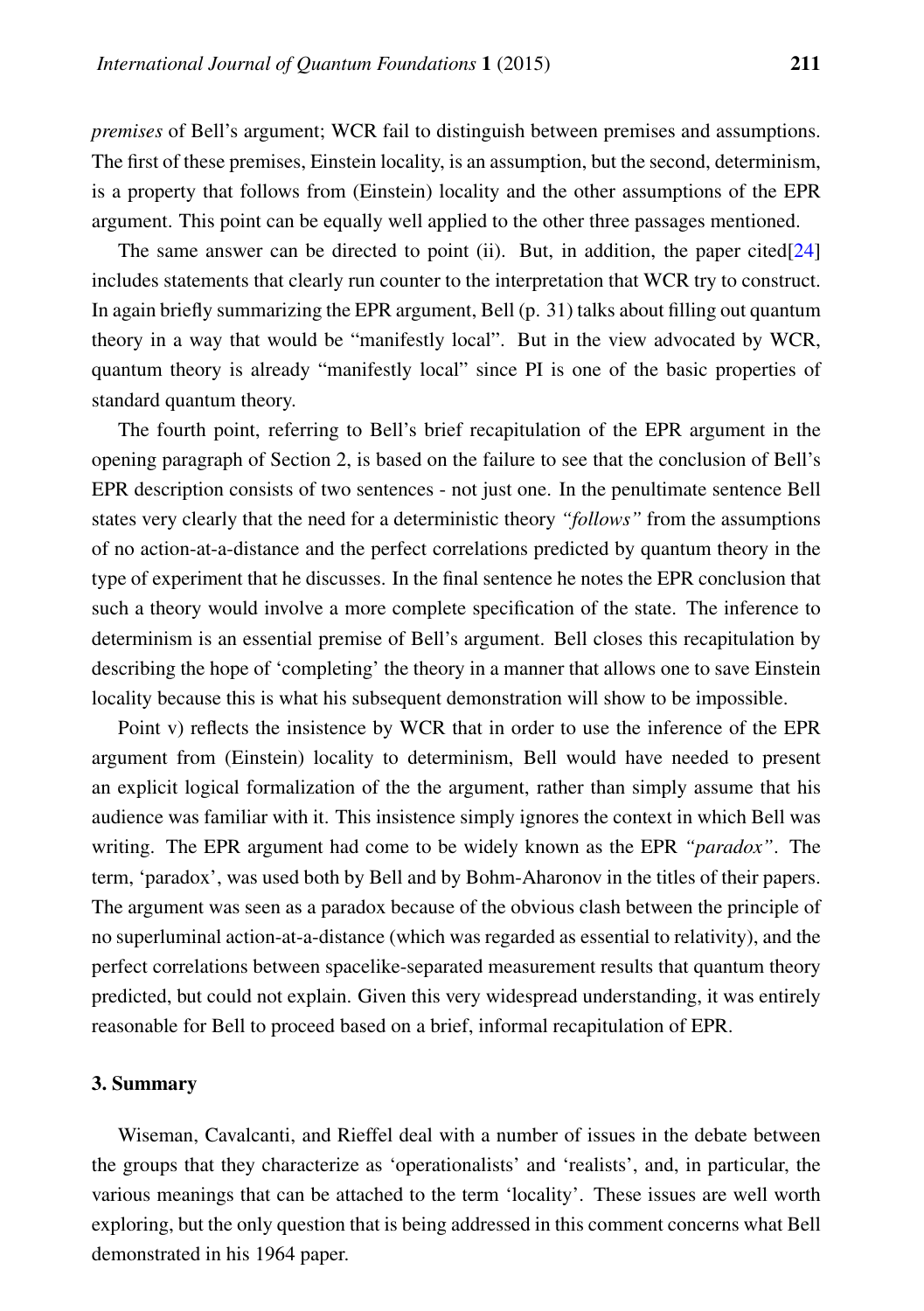*premises* of Bell's argument; WCR fail to distinguish between premises and assumptions. The first of these premises, Einstein locality, is an assumption, but the second, determinism, is a property that follows from (Einstein) locality and the other assumptions of the EPR argument. This point can be equally well applied to the other three passages mentioned.

The same answer can be directed to point (ii). But, in addition, the paper cited[24] includes statements that clearly run counter to the interpretation that WCR try to construct. In again briefly summarizing the EPR argument, Bell (p. 31) talks about filling out quantum theory in a way that would be "manifestly local". But in the view advocated by WCR, quantum theory is already "manifestly local" since PI is one of the basic properties of standard quantum theory.

The fourth point, referring to Bell's brief recapitulation of the EPR argument in the opening paragraph of Section 2, is based on the failure to see that the conclusion of Bell's EPR description consists of two sentences - not just one. In the penultimate sentence Bell states very clearly that the need for a deterministic theory *"follows"* from the assumptions of no action-at-a-distance and the perfect correlations predicted by quantum theory in the type of experiment that he discusses. In the final sentence he notes the EPR conclusion that such a theory would involve a more complete specification of the state. The inference to determinism is an essential premise of Bell's argument. Bell closes this recapitulation by describing the hope of 'completing' the theory in a manner that allows one to save Einstein locality because this is what his subsequent demonstration will show to be impossible.

Point v) reflects the insistence by WCR that in order to use the inference of the EPR argument from (Einstein) locality to determinism, Bell would have needed to present an explicit logical formalization of the the argument, rather than simply assume that his audience was familiar with it. This insistence simply ignores the context in which Bell was writing. The EPR argument had come to be widely known as the EPR *"paradox"*. The term, 'paradox', was used both by Bell and by Bohm-Aharonov in the titles of their papers. The argument was seen as a paradox because of the obvious clash between the principle of no superluminal action-at-a-distance (which was regarded as essential to relativity), and the perfect correlations between spacelike-separated measurement results that quantum theory predicted, but could not explain. Given this very widespread understanding, it was entirely reasonable for Bell to proceed based on a brief, informal recapitulation of EPR.

## 3. Summary

Wiseman, Cavalcanti, and Rieffel deal with a number of issues in the debate between the groups that they characterize as 'operationalists' and 'realists', and, in particular, the various meanings that can be attached to the term 'locality'. These issues are well worth exploring, but the only question that is being addressed in this comment concerns what Bell demonstrated in his 1964 paper.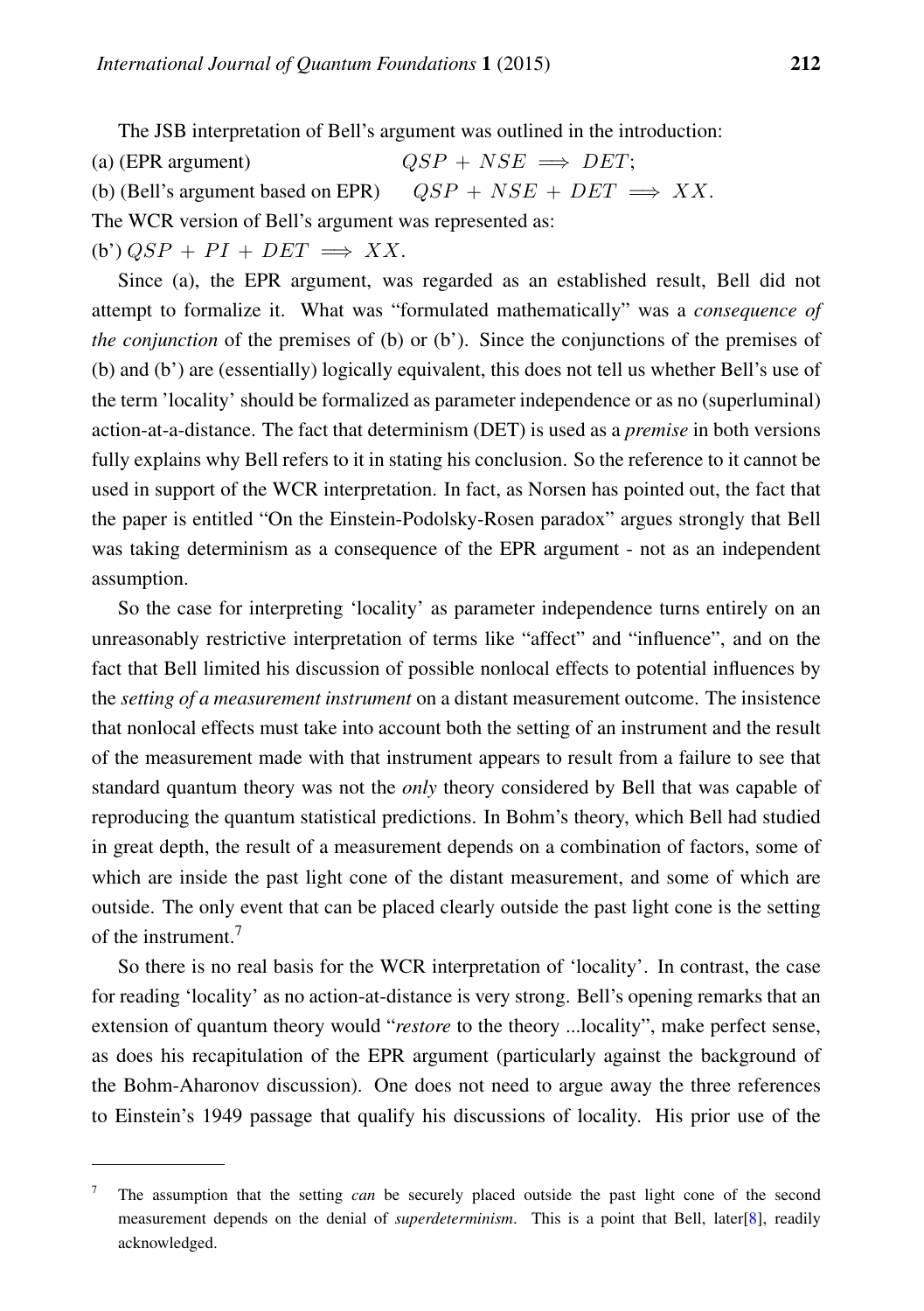The JSB interpretation of Bell's argument was outlined in the introduction:

(a) (EPR argument) $QSP + NSE \implies DET$;

(b) (Bell's argument based on EPR) $QSP + NSE + DET \implies XX$.

The WCR version of Bell's argument was represented as:

(b') $QSP + PI + DET \implies XX$.

Since (a), the EPR argument, was regarded as an established result, Bell did not attempt to formalize it. What was "formulated mathematically" was a *consequence of the conjunction* of the premises of (b) or (b'). Since the conjunctions of the premises of (b) and (b') are (essentially) logically equivalent, this does not tell us whether Bell's use of the term 'locality' should be formalized as parameter independence or as no (superluminal) action-at-a-distance. The fact that determinism (DET) is used as a *premise* in both versions fully explains why Bell refers to it in stating his conclusion. So the reference to it cannot be used in support of the WCR interpretation. In fact, as Norsen has pointed out, the fact that the paper is entitled "On the Einstein-Podolsky-Rosen paradox" argues strongly that Bell was taking determinism as a consequence of the EPR argument - not as an independent assumption.

So the case for interpreting 'locality' as parameter independence turns entirely on an unreasonably restrictive interpretation of terms like "affect" and "influence", and on the fact that Bell limited his discussion of possible nonlocal effects to potential influences by the *setting of a measurement instrument* on a distant measurement outcome. The insistence that nonlocal effects must take into account both the setting of an instrument and the result of the measurement made with that instrument appears to result from a failure to see that standard quantum theory was not the *only* theory considered by Bell that was capable of reproducing the quantum statistical predictions. In Bohm's theory, which Bell had studied in great depth, the result of a measurement depends on a combination of factors, some of which are inside the past light cone of the distant measurement, and some of which are outside. The only event that can be placed clearly outside the past light cone is the setting of the instrument.[7]

So there is no real basis for the WCR interpretation of 'locality'. In contrast, the case for reading 'locality' as no action-at-distance is very strong. Bell's opening remarks that an extension of quantum theory would "*restore* to the theory ...locality", make perfect sense, as does his recapitulation of the EPR argument (particularly against the background of the Bohm-Aharonov discussion). One does not need to argue away the three references to Einstein's 1949 passage that qualify his discussions of locality. His prior use of the

---

[7] The assumption that the setting *can* be securely placed outside the past light cone of the second measurement depends on the denial of *superdeterminism*. This is a point that Bell, later[8], readily acknowledged.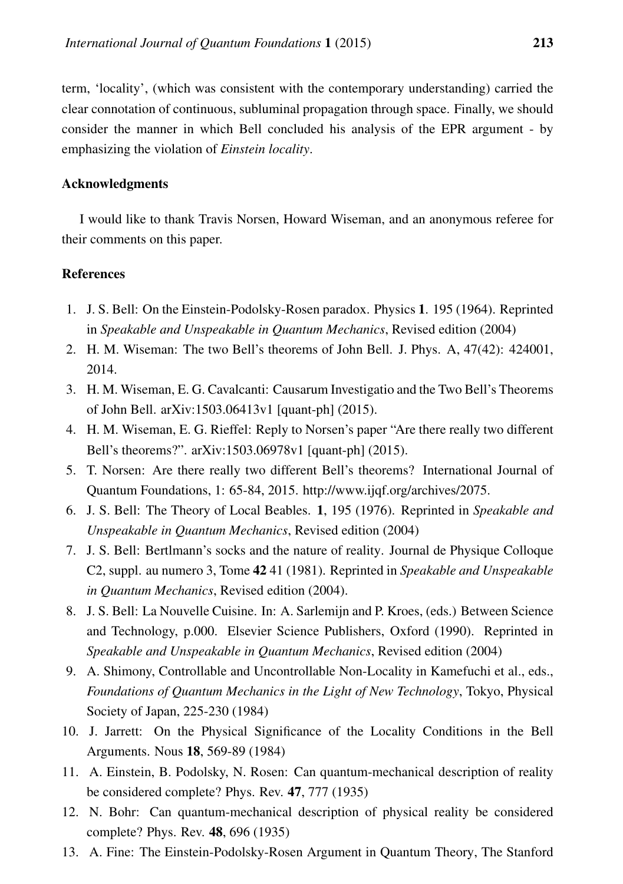term, 'locality', (which was consistent with the contemporary understanding) carried the clear connotation of continuous, subluminal propagation through space. Finally, we should consider the manner in which Bell concluded his analysis of the EPR argument - by emphasizing the violation of *Einstein locality*.

### Acknowledgments

I would like to thank Travis Norsen, Howard Wiseman, and an anonymous referee for their comments on this paper.

### References

1. J. S. Bell: On the Einstein-Podolsky-Rosen paradox. Physics **1**. 195 (1964). Reprinted in *Speakable and Unspeakable in Quantum Mechanics*, Revised edition (2004)
2. H. M. Wiseman: The two Bell's theorems of John Bell. J. Phys. A, 47(42): 424001, 2014.
3. H. M. Wiseman, E. G. Cavalcanti: Causarum Investigatio and the Two Bell's Theorems of John Bell. arXiv:1503.06413v1 [quant-ph] (2015).
4. H. M. Wiseman, E. G. Rieffel: Reply to Norsen's paper "Are there really two different Bell's theorems?". arXiv:1503.06978v1 [quant-ph] (2015).
5. T. Norsen: Are there really two different Bell's theorems? International Journal of Quantum Foundations, 1: 65-84, 2015. http://www.ijqf.org/archives/2075.
6. J. S. Bell: The Theory of Local Beables. **1**, 195 (1976). Reprinted in *Speakable and Unspeakable in Quantum Mechanics*, Revised edition (2004)
7. J. S. Bell: Bertlmann's socks and the nature of reality. Journal de Physique Colloque C2, suppl. au numero 3, Tome **42** 41 (1981). Reprinted in *Speakable and Unspeakable in Quantum Mechanics*, Revised edition (2004).
8. J. S. Bell: La Nouvelle Cuisine. In: A. Sarlemijn and P. Kroes, (eds.) Between Science and Technology, p.000. Elsevier Science Publishers, Oxford (1990). Reprinted in *Speakable and Unspeakable in Quantum Mechanics*, Revised edition (2004)
9. A. Shimony, Controllable and Uncontrollable Non-Locality in Kamefuchi et al., eds., *Foundations of Quantum Mechanics in the Light of New Technology*, Tokyo, Physical Society of Japan, 225-230 (1984)
10. J. Jarrett: On the Physical Significance of the Locality Conditions in the Bell Arguments. Nous **18**, 569-89 (1984)
11. A. Einstein, B. Podolsky, N. Rosen: Can quantum-mechanical description of reality be considered complete? Phys. Rev. **47**, 777 (1935)
12. N. Bohr: Can quantum-mechanical description of physical reality be considered complete? Phys. Rev. **48**, 696 (1935)
13. A. Fine: The Einstein-Podolsky-Rosen Argument in Quantum Theory, The Stanford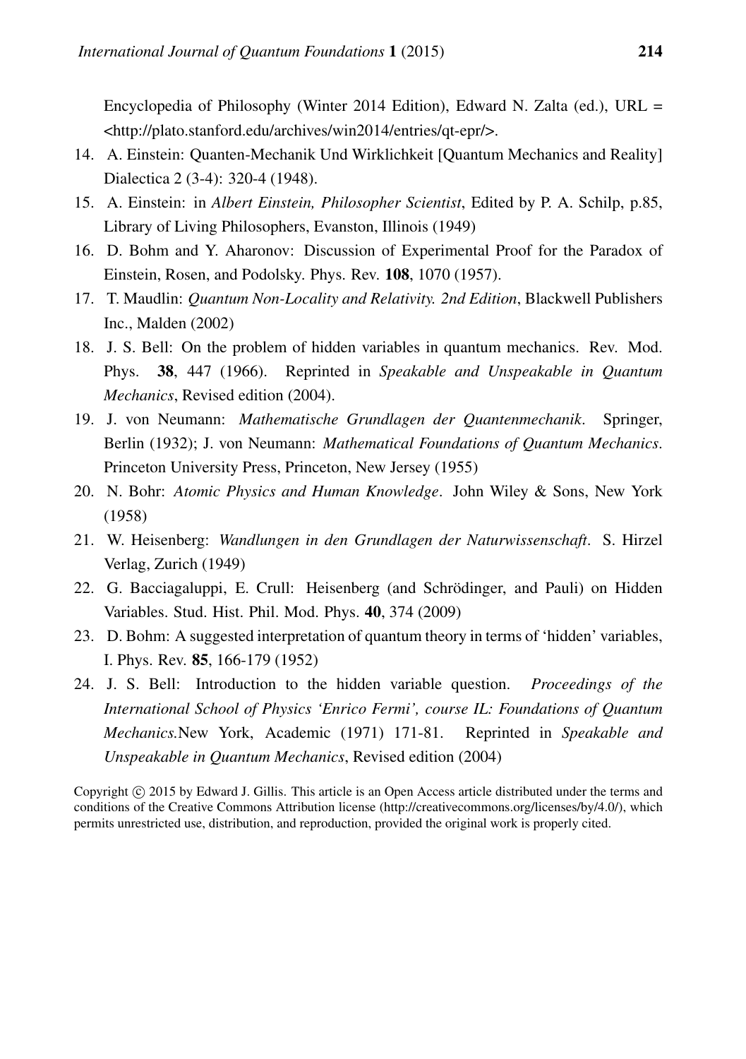Encyclopedia of Philosophy (Winter 2014 Edition), Edward N. Zalta (ed.), URL = <http://plato.stanford.edu/archives/win2014/entries/qt-epr/>.

14. A. Einstein: Quanten-Mechanik Und Wirklichkeit [Quantum Mechanics and Reality] Dialectica 2 (3-4): 320-4 (1948).
15. A. Einstein: in *Albert Einstein, Philosopher Scientist*, Edited by P. A. Schilp, p.85, Library of Living Philosophers, Evanston, Illinois (1949)
16. D. Bohm and Y. Aharonov: Discussion of Experimental Proof for the Paradox of Einstein, Rosen, and Podolsky. Phys. Rev. **108**, 1070 (1957).
17. T. Maudlin: *Quantum Non-Locality and Relativity. 2nd Edition*, Blackwell Publishers Inc., Malden (2002)
18. J. S. Bell: On the problem of hidden variables in quantum mechanics. Rev. Mod. Phys. **38**, 447 (1966). Reprinted in *Speakable and Unspeakable in Quantum Mechanics*, Revised edition (2004).
19. J. von Neumann: *Mathematische Grundlagen der Quantenmechanik*. Springer, Berlin (1932); J. von Neumann: *Mathematical Foundations of Quantum Mechanics*. Princeton University Press, Princeton, New Jersey (1955)
20. N. Bohr: *Atomic Physics and Human Knowledge*. John Wiley & Sons, New York (1958)
21. W. Heisenberg: *Wandlungen in den Grundlagen der Naturwissenschaft*. S. Hirzel Verlag, Zurich (1949)
22. G. Bacciagaluppi, E. Crull: Heisenberg (and Schrödinger, and Pauli) on Hidden Variables. Stud. Hist. Phil. Mod. Phys. **40**, 374 (2009)
23. D. Bohm: A suggested interpretation of quantum theory in terms of 'hidden' variables, I. Phys. Rev. **85**, 166-179 (1952)
24. J. S. Bell: Introduction to the hidden variable question. *Proceedings of the International School of Physics 'Enrico Fermi', course IL: Foundations of Quantum Mechanics.*New York, Academic (1971) 171-81. Reprinted in *Speakable and Unspeakable in Quantum Mechanics*, Revised edition (2004)

Copyright © 2015 by Edward J. Gillis. This article is an Open Access article distributed under the terms and conditions of the Creative Commons Attribution license (http://creativecommons.org/licenses/by/4.0/), which permits unrestricted use, distribution, and reproduction, provided the original work is properly cited.